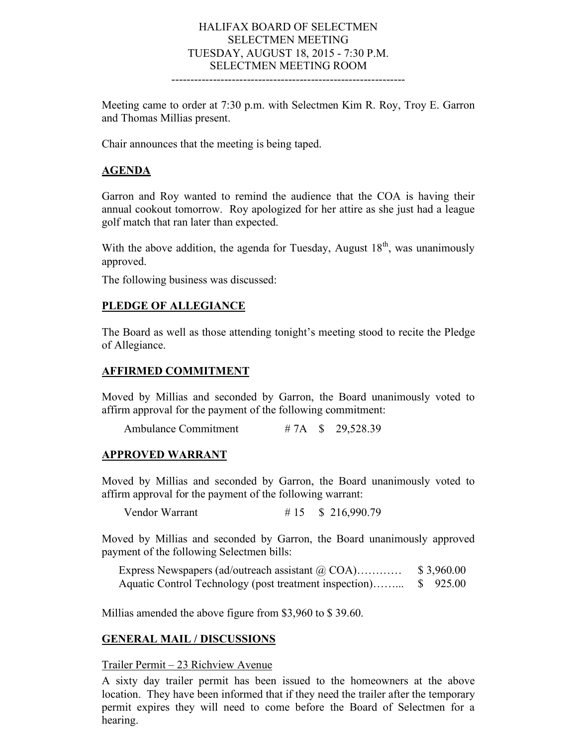# HALIFAX BOARD OF SELECTMEN
## SELECTMEN MEETING
## TUESDAY, AUGUST 18, 2015 - 7:30 P.M.
## SELECTMEN MEETING ROOM

---

Meeting came to order at 7:30 p.m. with Selectmen Kim R. Roy, Troy E. Garron and Thomas Millias present.

Chair announces that the meeting is being taped.

## AGENDA

Garron and Roy wanted to remind the audience that the COA is having their annual cookout tomorrow. Roy apologized for her attire as she just had a league golf match that ran later than expected.

With the above addition, the agenda for Tuesday, August 18th, was unanimously approved.

The following business was discussed:

## PLEDGE OF ALLEGIANCE

The Board as well as those attending tonight's meeting stood to recite the Pledge of Allegiance.

## AFFIRMED COMMITMENT

Moved by Millias and seconded by Garron, the Board unanimously voted to affirm approval for the payment of the following commitment:

Ambulance Commitment # 7A $ 29,528.39

## APPROVED WARRANT

Moved by Millias and seconded by Garron, the Board unanimously voted to affirm approval for the payment of the following warrant:

Vendor Warrant # 15 $ 216,990.79

Moved by Millias and seconded by Garron, the Board unanimously approved payment of the following Selectmen bills:

Express Newspapers (ad/outreach assistant @ COA)………… $ 3,960.00
Aquatic Control Technology (post treatment inspection)……... $ 925.00

Millias amended the above figure from $3,960 to $ 39.60.

## GENERAL MAIL / DISCUSSIONS

Trailer Permit – 23 Richview Avenue

A sixty day trailer permit has been issued to the homeowners at the above location. They have been informed that if they need the trailer after the temporary permit expires they will need to come before the Board of Selectmen for a hearing.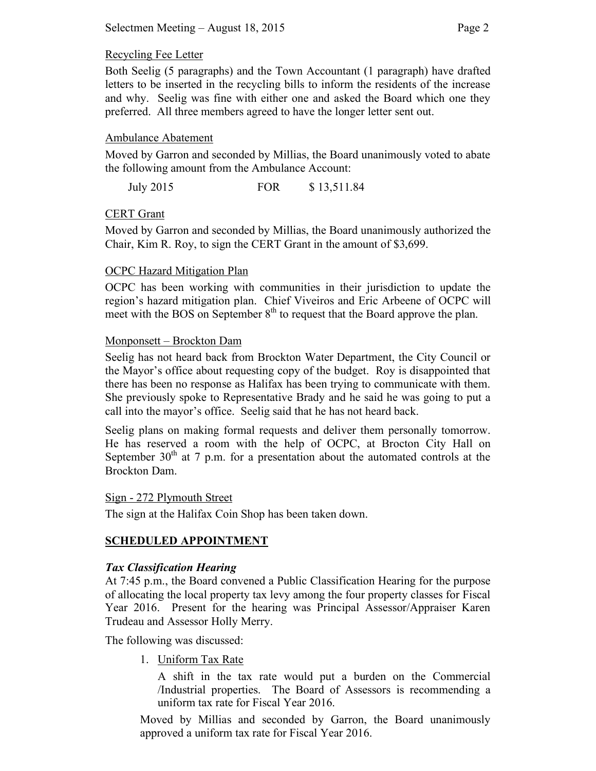Recycling Fee Letter

Both Seelig (5 paragraphs) and the Town Accountant (1 paragraph) have drafted letters to be inserted in the recycling bills to inform the residents of the increase and why. Seelig was fine with either one and asked the Board which one they preferred. All three members agreed to have the longer letter sent out.

Ambulance Abatement

Moved by Garron and seconded by Millias, the Board unanimously voted to abate the following amount from the Ambulance Account:

| | | |
|---|---|---|
| July 2015 | FOR | $ 13,511.84 |

CERT Grant

Moved by Garron and seconded by Millias, the Board unanimously authorized the Chair, Kim R. Roy, to sign the CERT Grant in the amount of $3,699.

OCPC Hazard Mitigation Plan

OCPC has been working with communities in their jurisdiction to update the region's hazard mitigation plan. Chief Viveiros and Eric Arbeene of OCPC will meet with the BOS on September 8th to request that the Board approve the plan.

Monponsett – Brockton Dam

Seelig has not heard back from Brockton Water Department, the City Council or the Mayor's office about requesting copy of the budget. Roy is disappointed that there has been no response as Halifax has been trying to communicate with them. She previously spoke to Representative Brady and he said he was going to put a call into the mayor's office. Seelig said that he has not heard back.

Seelig plans on making formal requests and deliver them personally tomorrow. He has reserved a room with the help of OCPC, at Brocton City Hall on September 30th at 7 p.m. for a presentation about the automated controls at the Brockton Dam.

Sign - 272 Plymouth Street

The sign at the Halifax Coin Shop has been taken down.

## SCHEDULED APPOINTMENT

***Tax Classification Hearing***

At 7:45 p.m., the Board convened a Public Classification Hearing for the purpose of allocating the local property tax levy among the four property classes for Fiscal Year 2016. Present for the hearing was Principal Assessor/Appraiser Karen Trudeau and Assessor Holly Merry.

The following was discussed:

1. Uniform Tax Rate

   A shift in the tax rate would put a burden on the Commercial /Industrial properties. The Board of Assessors is recommending a uniform tax rate for Fiscal Year 2016.

Moved by Millias and seconded by Garron, the Board unanimously approved a uniform tax rate for Fiscal Year 2016.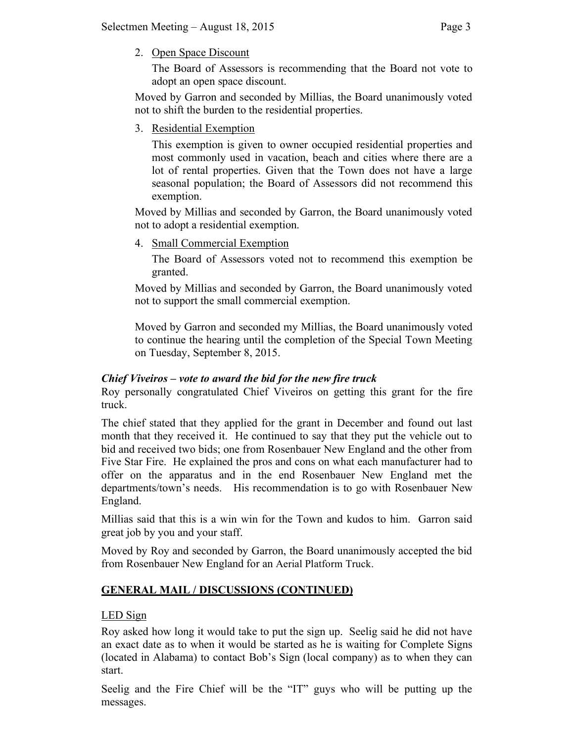2. Open Space Discount

   The Board of Assessors is recommending that the Board not vote to adopt an open space discount.

   Moved by Garron and seconded by Millias, the Board unanimously voted not to shift the burden to the residential properties.

3. Residential Exemption

   This exemption is given to owner occupied residential properties and most commonly used in vacation, beach and cities where there are a lot of rental properties. Given that the Town does not have a large seasonal population; the Board of Assessors did not recommend this exemption.

   Moved by Millias and seconded by Garron, the Board unanimously voted not to adopt a residential exemption.

4. Small Commercial Exemption

   The Board of Assessors voted not to recommend this exemption be granted.

   Moved by Millias and seconded by Garron, the Board unanimously voted not to support the small commercial exemption.

   Moved by Garron and seconded my Millias, the Board unanimously voted to continue the hearing until the completion of the Special Town Meeting on Tuesday, September 8, 2015.

***Chief Viveiros – vote to award the bid for the new fire truck***

Roy personally congratulated Chief Viveiros on getting this grant for the fire truck.

The chief stated that they applied for the grant in December and found out last month that they received it. He continued to say that they put the vehicle out to bid and received two bids; one from Rosenbauer New England and the other from Five Star Fire. He explained the pros and cons on what each manufacturer had to offer on the apparatus and in the end Rosenbauer New England met the departments/town's needs. His recommendation is to go with Rosenbauer New England.

Millias said that this is a win win for the Town and kudos to him. Garron said great job by you and your staff.

Moved by Roy and seconded by Garron, the Board unanimously accepted the bid from Rosenbauer New England for an Aerial Platform Truck.

## GENERAL MAIL / DISCUSSIONS (CONTINUED)

LED Sign

Roy asked how long it would take to put the sign up. Seelig said he did not have an exact date as to when it would be started as he is waiting for Complete Signs (located in Alabama) to contact Bob's Sign (local company) as to when they can start.

Seelig and the Fire Chief will be the "IT" guys who will be putting up the messages.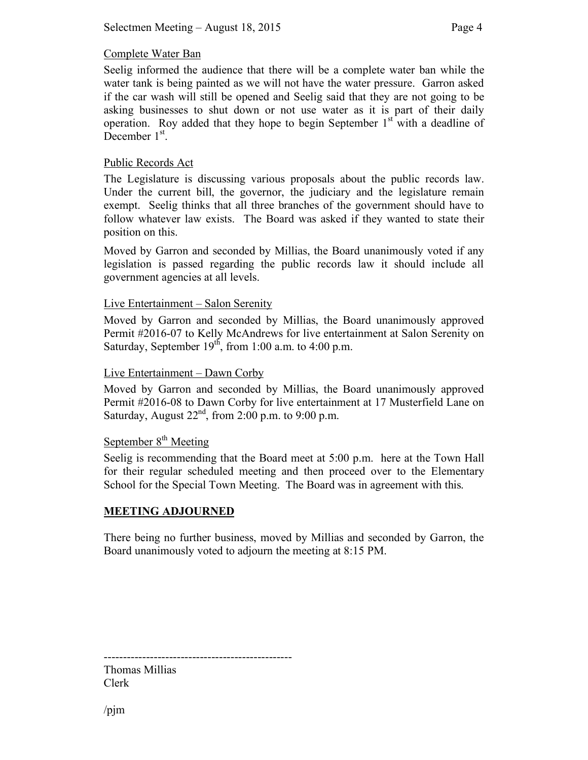Complete Water Ban

Seelig informed the audience that there will be a complete water ban while the water tank is being painted as we will not have the water pressure. Garron asked if the car wash will still be opened and Seelig said that they are not going to be asking businesses to shut down or not use water as it is part of their daily operation. Roy added that they hope to begin September 1st with a deadline of December 1st.

Public Records Act

The Legislature is discussing various proposals about the public records law. Under the current bill, the governor, the judiciary and the legislature remain exempt. Seelig thinks that all three branches of the government should have to follow whatever law exists. The Board was asked if they wanted to state their position on this.

Moved by Garron and seconded by Millias, the Board unanimously voted if any legislation is passed regarding the public records law it should include all government agencies at all levels.

Live Entertainment – Salon Serenity

Moved by Garron and seconded by Millias, the Board unanimously approved Permit #2016-07 to Kelly McAndrews for live entertainment at Salon Serenity on Saturday, September 19th, from 1:00 a.m. to 4:00 p.m.

Live Entertainment – Dawn Corby

Moved by Garron and seconded by Millias, the Board unanimously approved Permit #2016-08 to Dawn Corby for live entertainment at 17 Musterfield Lane on Saturday, August 22nd, from 2:00 p.m. to 9:00 p.m.

September 8th Meeting

Seelig is recommending that the Board meet at 5:00 p.m. here at the Town Hall for their regular scheduled meeting and then proceed over to the Elementary School for the Special Town Meeting. The Board was in agreement with this.

## MEETING ADJOURNED

There being no further business, moved by Millias and seconded by Garron, the Board unanimously voted to adjourn the meeting at 8:15 PM.

-------------------------------------------------

Thomas Millias
Clerk

/pjm